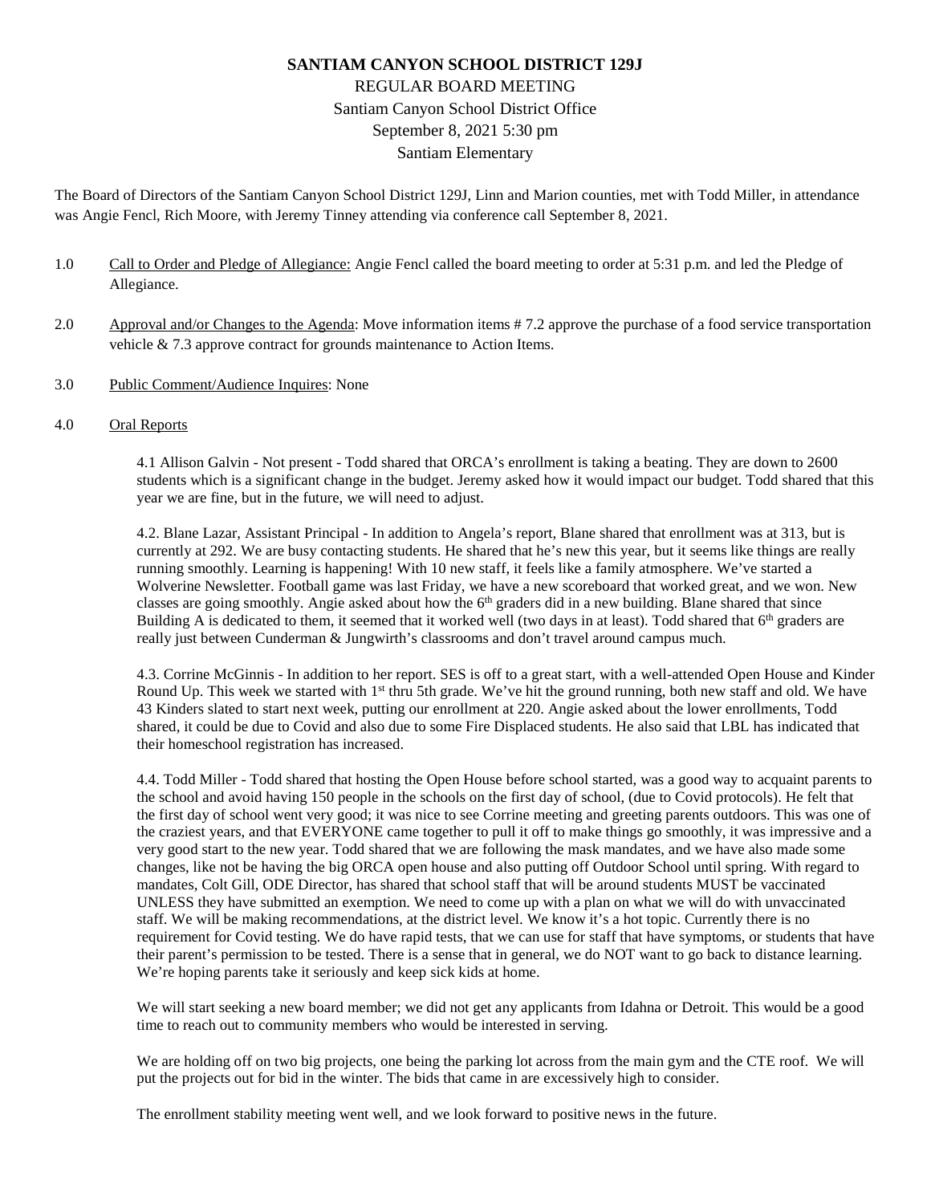# SANTIAM CANYON SCHOOL DISTRICT 129J

REGULAR BOARD MEETING
Santiam Canyon School District Office
September 8, 2021 5:30 pm
Santiam Elementary

The Board of Directors of the Santiam Canyon School District 129J, Linn and Marion counties, met with Todd Miller, in attendance was Angie Fencl, Rich Moore, with Jeremy Tinney attending via conference call September 8, 2021.

1.0 Call to Order and Pledge of Allegiance: Angie Fencl called the board meeting to order at 5:31 p.m. and led the Pledge of Allegiance.

2.0 Approval and/or Changes to the Agenda: Move information items # 7.2 approve the purchase of a food service transportation vehicle & 7.3 approve contract for grounds maintenance to Action Items.

3.0 Public Comment/Audience Inquires: None

4.0 Oral Reports

4.1 Allison Galvin - Not present - Todd shared that ORCA's enrollment is taking a beating. They are down to 2600 students which is a significant change in the budget. Jeremy asked how it would impact our budget. Todd shared that this year we are fine, but in the future, we will need to adjust.

4.2. Blane Lazar, Assistant Principal - In addition to Angela's report, Blane shared that enrollment was at 313, but is currently at 292. We are busy contacting students. He shared that he's new this year, but it seems like things are really running smoothly. Learning is happening! With 10 new staff, it feels like a family atmosphere. We've started a Wolverine Newsletter. Football game was last Friday, we have a new scoreboard that worked great, and we won. New classes are going smoothly. Angie asked about how the 6th graders did in a new building. Blane shared that since Building A is dedicated to them, it seemed that it worked well (two days in at least). Todd shared that 6th graders are really just between Cunderman & Jungwirth's classrooms and don't travel around campus much.

4.3. Corrine McGinnis - In addition to her report. SES is off to a great start, with a well-attended Open House and Kinder Round Up. This week we started with 1st thru 5th grade. We've hit the ground running, both new staff and old. We have 43 Kinders slated to start next week, putting our enrollment at 220. Angie asked about the lower enrollments, Todd shared, it could be due to Covid and also due to some Fire Displaced students. He also said that LBL has indicated that their homeschool registration has increased.

4.4. Todd Miller - Todd shared that hosting the Open House before school started, was a good way to acquaint parents to the school and avoid having 150 people in the schools on the first day of school, (due to Covid protocols). He felt that the first day of school went very good; it was nice to see Corrine meeting and greeting parents outdoors. This was one of the craziest years, and that EVERYONE came together to pull it off to make things go smoothly, it was impressive and a very good start to the new year. Todd shared that we are following the mask mandates, and we have also made some changes, like not be having the big ORCA open house and also putting off Outdoor School until spring. With regard to mandates, Colt Gill, ODE Director, has shared that school staff that will be around students MUST be vaccinated UNLESS they have submitted an exemption. We need to come up with a plan on what we will do with unvaccinated staff. We will be making recommendations, at the district level. We know it's a hot topic. Currently there is no requirement for Covid testing. We do have rapid tests, that we can use for staff that have symptoms, or students that have their parent's permission to be tested. There is a sense that in general, we do NOT want to go back to distance learning. We're hoping parents take it seriously and keep sick kids at home.

We will start seeking a new board member; we did not get any applicants from Idahna or Detroit. This would be a good time to reach out to community members who would be interested in serving.

We are holding off on two big projects, one being the parking lot across from the main gym and the CTE roof. We will put the projects out for bid in the winter. The bids that came in are excessively high to consider.

The enrollment stability meeting went well, and we look forward to positive news in the future.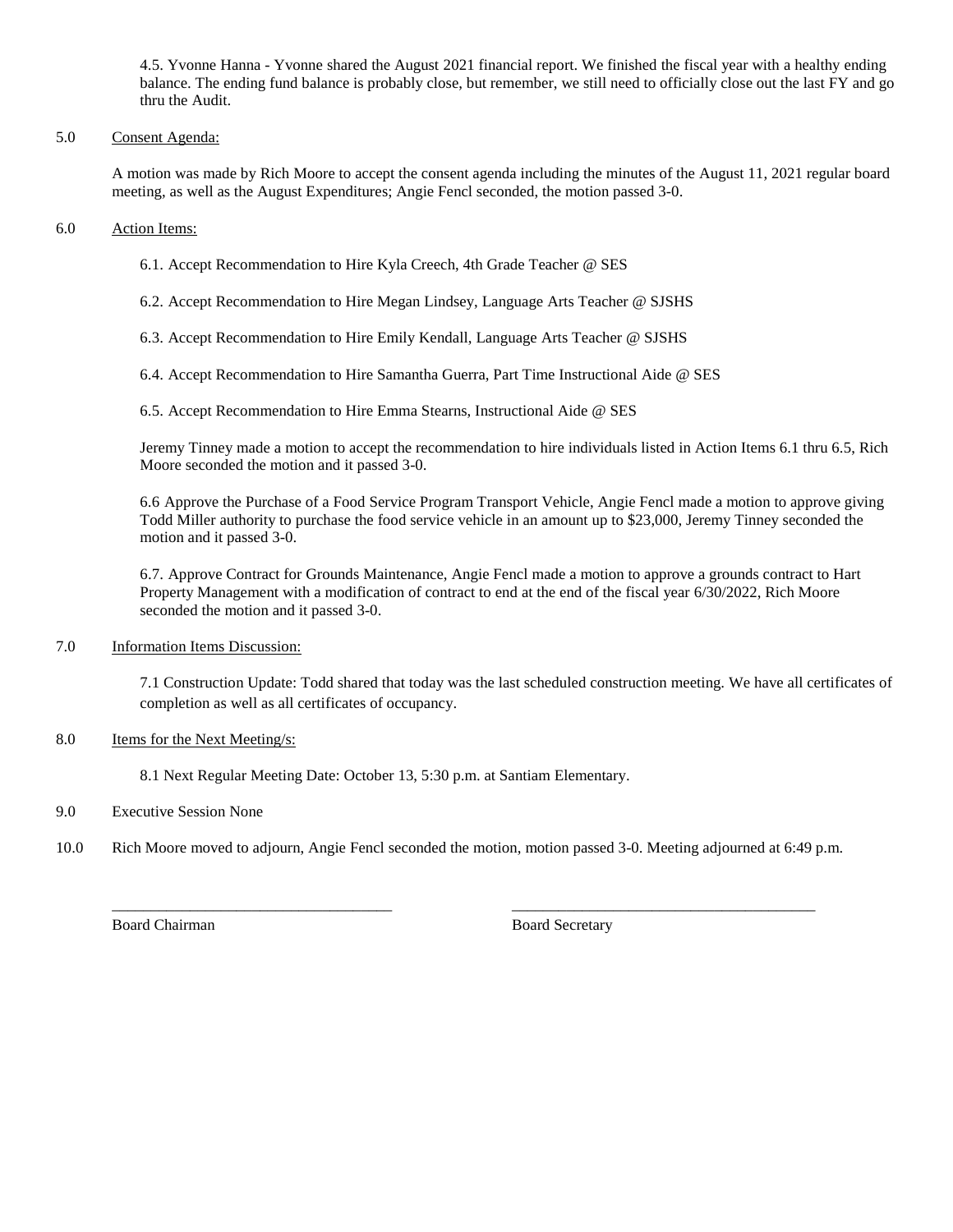4.5. Yvonne Hanna - Yvonne shared the August 2021 financial report. We finished the fiscal year with a healthy ending balance. The ending fund balance is probably close, but remember, we still need to officially close out the last FY and go thru the Audit.

5.0 Consent Agenda:

A motion was made by Rich Moore to accept the consent agenda including the minutes of the August 11, 2021 regular board meeting, as well as the August Expenditures; Angie Fencl seconded, the motion passed 3-0.

6.0 Action Items:

6.1. Accept Recommendation to Hire Kyla Creech, 4th Grade Teacher @ SES

6.2. Accept Recommendation to Hire Megan Lindsey, Language Arts Teacher @ SJSHS

6.3. Accept Recommendation to Hire Emily Kendall, Language Arts Teacher @ SJSHS

6.4. Accept Recommendation to Hire Samantha Guerra, Part Time Instructional Aide @ SES

6.5. Accept Recommendation to Hire Emma Stearns, Instructional Aide @ SES

Jeremy Tinney made a motion to accept the recommendation to hire individuals listed in Action Items 6.1 thru 6.5, Rich Moore seconded the motion and it passed 3-0.

6.6 Approve the Purchase of a Food Service Program Transport Vehicle, Angie Fencl made a motion to approve giving Todd Miller authority to purchase the food service vehicle in an amount up to $23,000, Jeremy Tinney seconded the motion and it passed 3-0.

6.7. Approve Contract for Grounds Maintenance, Angie Fencl made a motion to approve a grounds contract to Hart Property Management with a modification of contract to end at the end of the fiscal year 6/30/2022, Rich Moore seconded the motion and it passed 3-0.

7.0 Information Items Discussion:

7.1 Construction Update: Todd shared that today was the last scheduled construction meeting. We have all certificates of completion as well as all certificates of occupancy.

8.0 Items for the Next Meeting/s:

8.1 Next Regular Meeting Date: October 13, 5:30 p.m. at Santiam Elementary.

9.0 Executive Session None

10.0 Rich Moore moved to adjourn, Angie Fencl seconded the motion, motion passed 3-0. Meeting adjourned at 6:49 p.m.

\_\_\_\_\_\_\_\_\_\_\_\_\_\_\_\_\_\_\_\_\_\_\_\_\_\_\_\_\_\_\_\_\_\_\_\_ \_\_\_\_\_\_\_\_\_\_\_\_\_\_\_\_\_\_\_\_\_\_\_\_\_\_\_\_\_\_\_\_\_\_\_\_\_\_\_\_

Board Chairman Board Secretary